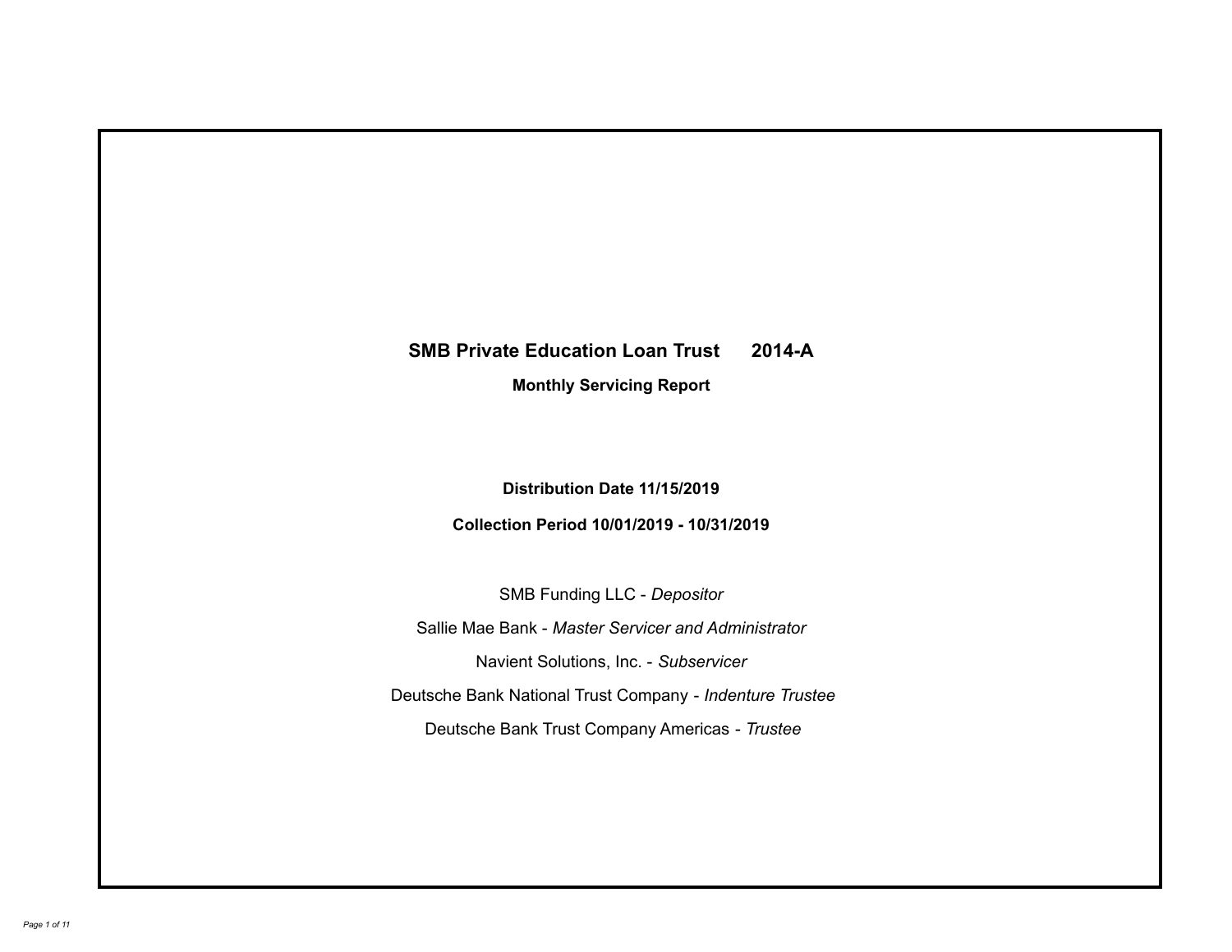# SMB Private Education Loan Trust 2014-A

## Monthly Servicing Report

**Distribution Date 11/15/2019**

**Collection Period 10/01/2019 - 10/31/2019**

SMB Funding LLC - *Depositor*

Sallie Mae Bank - *Master Servicer and Administrator*

Navient Solutions, Inc. - *Subservicer*

Deutsche Bank National Trust Company - *Indenture Trustee*

Deutsche Bank Trust Company Americas - *Trustee*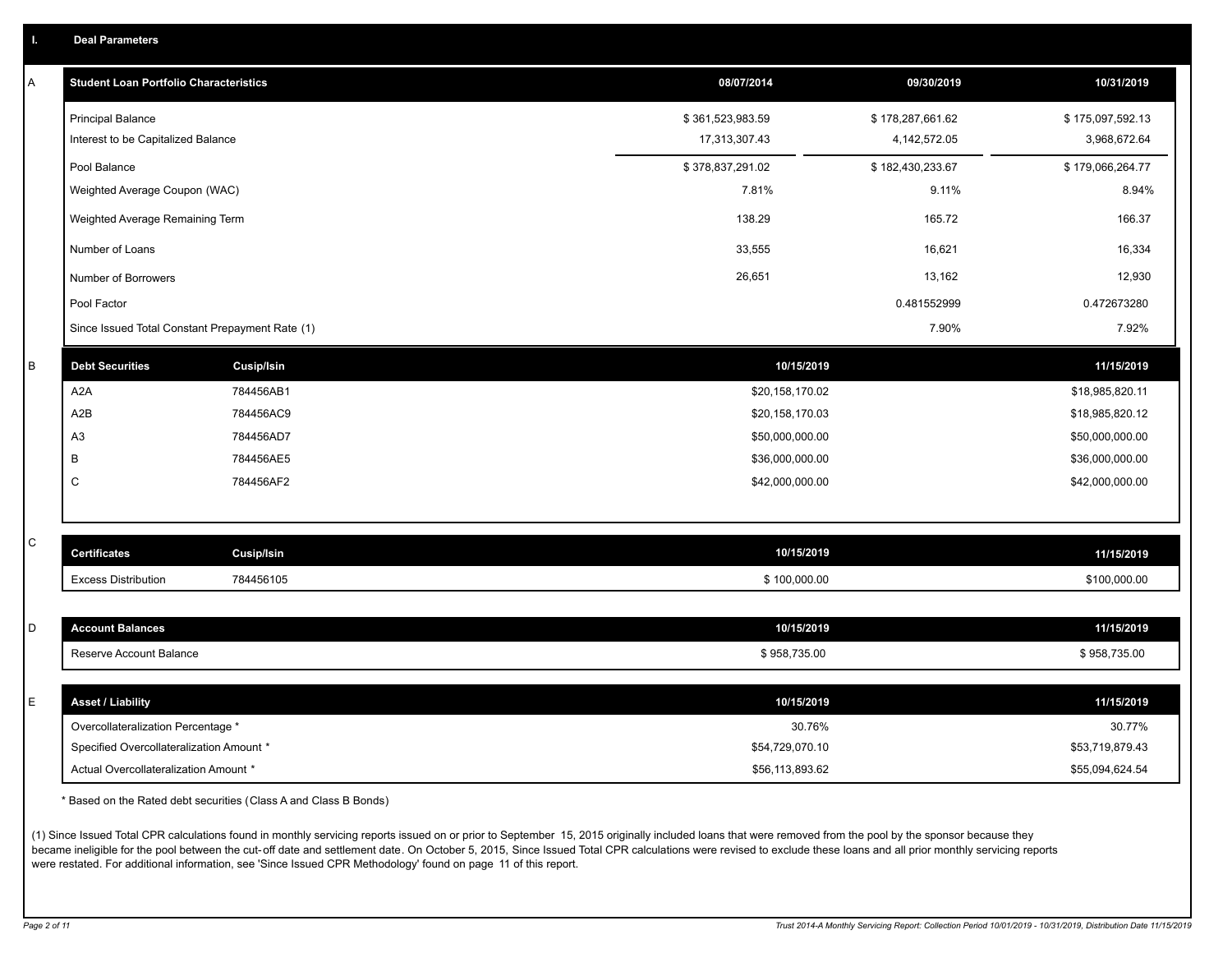## I. Deal Parameters

### A. Student Loan Portfolio Characteristics

| Student Loan Portfolio Characteristics | 08/07/2014 | 09/30/2019 | 10/31/2019 |
|---|---|---|---|
| Principal Balance | $ 361,523,983.59 | $ 178,287,661.62 | $ 175,097,592.13 |
| Interest to be Capitalized Balance | 17,313,307.43 | 4,142,572.05 | 3,968,672.64 |
| Pool Balance | $ 378,837,291.02 | $ 182,430,233.67 | $ 179,066,264.77 |
| Weighted Average Coupon (WAC) | 7.81% | 9.11% | 8.94% |
| Weighted Average Remaining Term | 138.29 | 165.72 | 166.37 |
| Number of Loans | 33,555 | 16,621 | 16,334 |
| Number of Borrowers | 26,651 | 13,162 | 12,930 |
| Pool Factor | | 0.481552999 | 0.472673280 |
| Since Issued Total Constant Prepayment Rate (1) | | 7.90% | 7.92% |

### B. Debt Securities

| Debt Securities | Cusip/Isin | 10/15/2019 | 11/15/2019 |
|---|---|---|---|
| A2A | 784456AB1 | $20,158,170.02 | $18,985,820.11 |
| A2B | 784456AC9 | $20,158,170.03 | $18,985,820.12 |
| A3 | 784456AD7 | $50,000,000.00 | $50,000,000.00 |
| B | 784456AE5 | $36,000,000.00 | $36,000,000.00 |
| C | 784456AF2 | $42,000,000.00 | $42,000,000.00 |

### C. Certificates

| Certificates | Cusip/Isin | 10/15/2019 | 11/15/2019 |
|---|---|---|---|
| Excess Distribution | 784456105 | $ 100,000.00 | $100,000.00 |

### D. Account Balances

| Account Balances | 10/15/2019 | 11/15/2019 |
|---|---|---|
| Reserve Account Balance | $ 958,735.00 | $ 958,735.00 |

### E. Asset / Liability

| Asset / Liability | 10/15/2019 | 11/15/2019 |
|---|---|---|
| Overcollateralization Percentage * | 30.76% | 30.77% |
| Specified Overcollateralization Amount * | $54,729,070.10 | $53,719,879.43 |
| Actual Overcollateralization Amount * | $56,113,893.62 | $55,094,624.54 |

* Based on the Rated debt securities (Class A and Class B Bonds)

(1) Since Issued Total CPR calculations found in monthly servicing reports issued on or prior to September 15, 2015 originally included loans that were removed from the pool by the sponsor because they became ineligible for the pool between the cut-off date and settlement date. On October 5, 2015, Since Issued Total CPR calculations were revised to exclude these loans and all prior monthly servicing reports were restated. For additional information, see 'Since Issued CPR Methodology' found on page 11 of this report.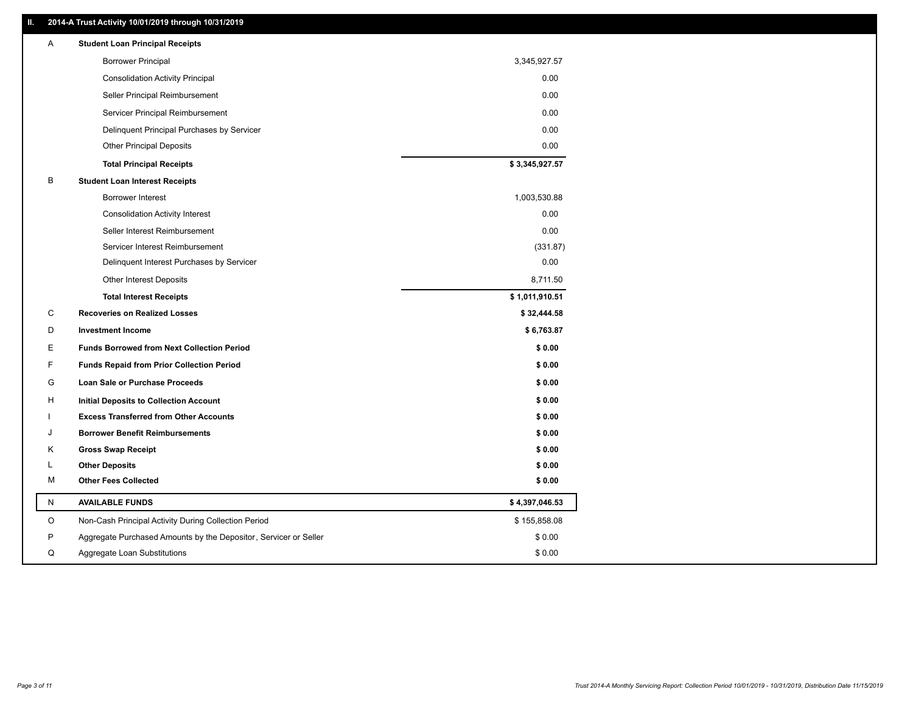## II. 2014-A Trust Activity 10/01/2019 through 10/31/2019

| | | |
|---|---|---|
| A | **Student Loan Principal Receipts** | |
| | Borrower Principal | 3,345,927.57 |
| | Consolidation Activity Principal | 0.00 |
| | Seller Principal Reimbursement | 0.00 |
| | Servicer Principal Reimbursement | 0.00 |
| | Delinquent Principal Purchases by Servicer | 0.00 |
| | Other Principal Deposits | 0.00 |
| | **Total Principal Receipts** | **$ 3,345,927.57** |
| B | **Student Loan Interest Receipts** | |
| | Borrower Interest | 1,003,530.88 |
| | Consolidation Activity Interest | 0.00 |
| | Seller Interest Reimbursement | 0.00 |
| | Servicer Interest Reimbursement | (331.87) |
| | Delinquent Interest Purchases by Servicer | 0.00 |
| | Other Interest Deposits | 8,711.50 |
| | **Total Interest Receipts** | **$ 1,011,910.51** |
| C | **Recoveries on Realized Losses** | **$ 32,444.58** |
| D | **Investment Income** | **$ 6,763.87** |
| E | **Funds Borrowed from Next Collection Period** | **$ 0.00** |
| F | **Funds Repaid from Prior Collection Period** | **$ 0.00** |
| G | **Loan Sale or Purchase Proceeds** | **$ 0.00** |
| H | **Initial Deposits to Collection Account** | **$ 0.00** |
| I | **Excess Transferred from Other Accounts** | **$ 0.00** |
| J | **Borrower Benefit Reimbursements** | **$ 0.00** |
| K | **Gross Swap Receipt** | **$ 0.00** |
| L | **Other Deposits** | **$ 0.00** |
| M | **Other Fees Collected** | **$ 0.00** |
| N | **AVAILABLE FUNDS** | **$ 4,397,046.53** |
| O | Non-Cash Principal Activity During Collection Period | $ 155,858.08 |
| P | Aggregate Purchased Amounts by the Depositor, Servicer or Seller | $ 0.00 |
| Q | Aggregate Loan Substitutions | $ 0.00 |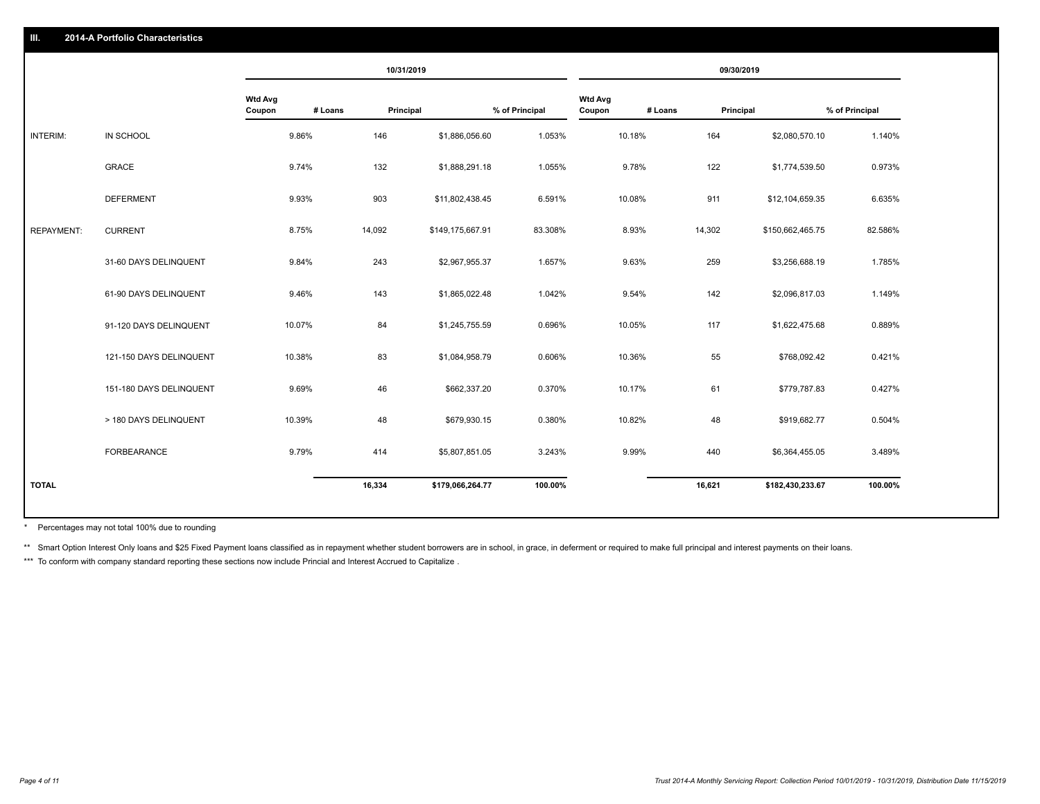## III. 2014-A Portfolio Characteristics

| | | 10/31/2019 | | | | 09/30/2019 | | | |
|---|---|---|---|---|---|---|---|---|---|
| | | Wtd Avg Coupon | # Loans | Principal | % of Principal | Wtd Avg Coupon | # Loans | Principal | % of Principal |
| INTERIM: | IN SCHOOL | 9.86% | 146 | $1,886,056.60 | 1.053% | 10.18% | 164 | $2,080,570.10 | 1.140% |
| | GRACE | 9.74% | 132 | $1,888,291.18 | 1.055% | 9.78% | 122 | $1,774,539.50 | 0.973% |
| | DEFERMENT | 9.93% | 903 | $11,802,438.45 | 6.591% | 10.08% | 911 | $12,104,659.35 | 6.635% |
| REPAYMENT: | CURRENT | 8.75% | 14,092 | $149,175,667.91 | 83.308% | 8.93% | 14,302 | $150,662,465.75 | 82.586% |
| | 31-60 DAYS DELINQUENT | 9.84% | 243 | $2,967,955.37 | 1.657% | 9.63% | 259 | $3,256,688.19 | 1.785% |
| | 61-90 DAYS DELINQUENT | 9.46% | 143 | $1,865,022.48 | 1.042% | 9.54% | 142 | $2,096,817.03 | 1.149% |
| | 91-120 DAYS DELINQUENT | 10.07% | 84 | $1,245,755.59 | 0.696% | 10.05% | 117 | $1,622,475.68 | 0.889% |
| | 121-150 DAYS DELINQUENT | 10.38% | 83 | $1,084,958.79 | 0.606% | 10.36% | 55 | $768,092.42 | 0.421% |
| | 151-180 DAYS DELINQUENT | 9.69% | 46 | $662,337.20 | 0.370% | 10.17% | 61 | $779,787.83 | 0.427% |
| | > 180 DAYS DELINQUENT | 10.39% | 48 | $679,930.15 | 0.380% | 10.82% | 48 | $919,682.77 | 0.504% |
| | FORBEARANCE | 9.79% | 414 | $5,807,851.05 | 3.243% | 9.99% | 440 | $6,364,455.05 | 3.489% |
| **TOTAL** | | | **16,334** | **$179,066,264.77** | **100.00%** | | **16,621** | **$182,430,233.67** | **100.00%** |

\* Percentages may not total 100% due to rounding

** Smart Option Interest Only loans and $25 Fixed Payment loans classified as in repayment whether student borrowers are in school, in grace, in deferment or required to make full principal and interest payments on their loans.

*** To conform with company standard reporting these sections now include Princial and Interest Accrued to Capitalize .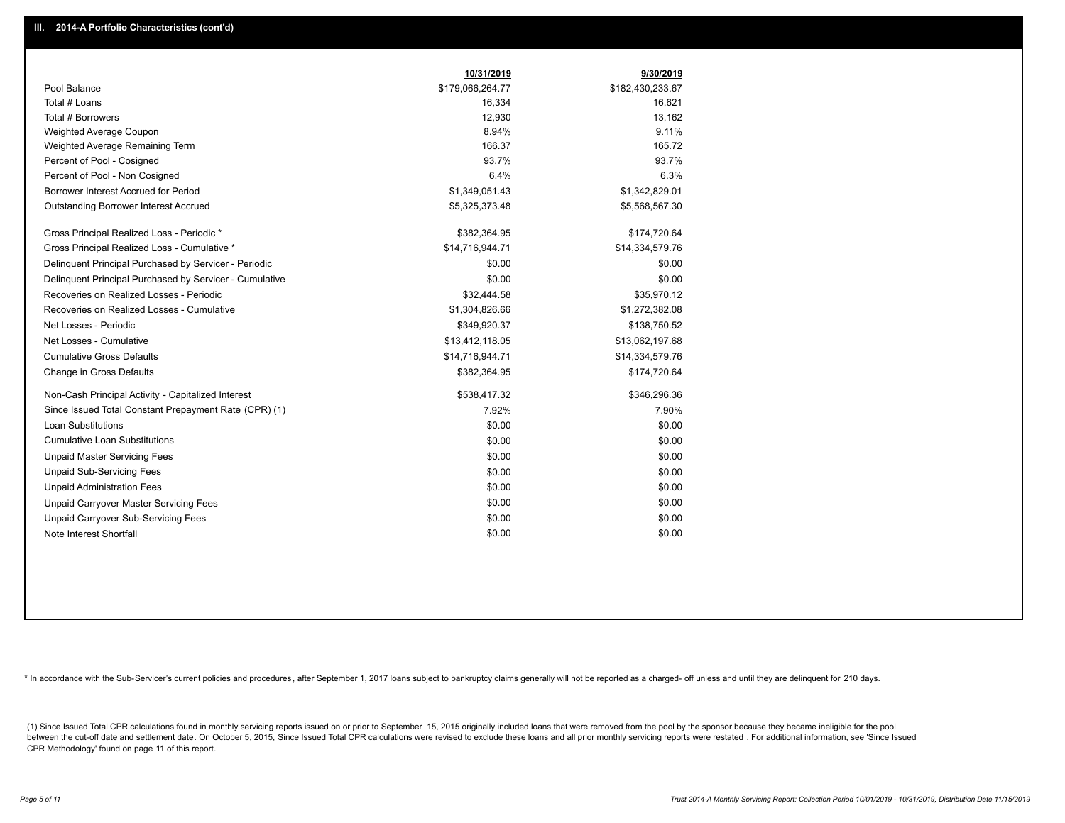## III. 2014-A Portfolio Characteristics (cont'd)

| | 10/31/2019 | 9/30/2019 |
|---|---|---|
| Pool Balance | $179,066,264.77 | $182,430,233.67 |
| Total # Loans | 16,334 | 16,621 |
| Total # Borrowers | 12,930 | 13,162 |
| Weighted Average Coupon | 8.94% | 9.11% |
| Weighted Average Remaining Term | 166.37 | 165.72 |
| Percent of Pool - Cosigned | 93.7% | 93.7% |
| Percent of Pool - Non Cosigned | 6.4% | 6.3% |
| Borrower Interest Accrued for Period | $1,349,051.43 | $1,342,829.01 |
| Outstanding Borrower Interest Accrued | $5,325,373.48 | $5,568,567.30 |
| Gross Principal Realized Loss - Periodic * | $382,364.95 | $174,720.64 |
| Gross Principal Realized Loss - Cumulative * | $14,716,944.71 | $14,334,579.76 |
| Delinquent Principal Purchased by Servicer - Periodic | $0.00 | $0.00 |
| Delinquent Principal Purchased by Servicer - Cumulative | $0.00 | $0.00 |
| Recoveries on Realized Losses - Periodic | $32,444.58 | $35,970.12 |
| Recoveries on Realized Losses - Cumulative | $1,304,826.66 | $1,272,382.08 |
| Net Losses - Periodic | $349,920.37 | $138,750.52 |
| Net Losses - Cumulative | $13,412,118.05 | $13,062,197.68 |
| Cumulative Gross Defaults | $14,716,944.71 | $14,334,579.76 |
| Change in Gross Defaults | $382,364.95 | $174,720.64 |
| Non-Cash Principal Activity - Capitalized Interest | $538,417.32 | $346,296.36 |
| Since Issued Total Constant Prepayment Rate (CPR) (1) | 7.92% | 7.90% |
| Loan Substitutions | $0.00 | $0.00 |
| Cumulative Loan Substitutions | $0.00 | $0.00 |
| Unpaid Master Servicing Fees | $0.00 | $0.00 |
| Unpaid Sub-Servicing Fees | $0.00 | $0.00 |
| Unpaid Administration Fees | $0.00 | $0.00 |
| Unpaid Carryover Master Servicing Fees | $0.00 | $0.00 |
| Unpaid Carryover Sub-Servicing Fees | $0.00 | $0.00 |
| Note Interest Shortfall | $0.00 | $0.00 |

* In accordance with the Sub-Servicer's current policies and procedures, after September 1, 2017 loans subject to bankruptcy claims generally will not be reported as a charged- off unless and until they are delinquent for 210 days.

(1) Since Issued Total CPR calculations found in monthly servicing reports issued on or prior to September 15, 2015 originally included loans that were removed from the pool by the sponsor because they became ineligible for the pool between the cut-off date and settlement date. On October 5, 2015, Since Issued Total CPR calculations were revised to exclude these loans and all prior monthly servicing reports were restated . For additional information, see 'Since Issued CPR Methodology' found on page 11 of this report.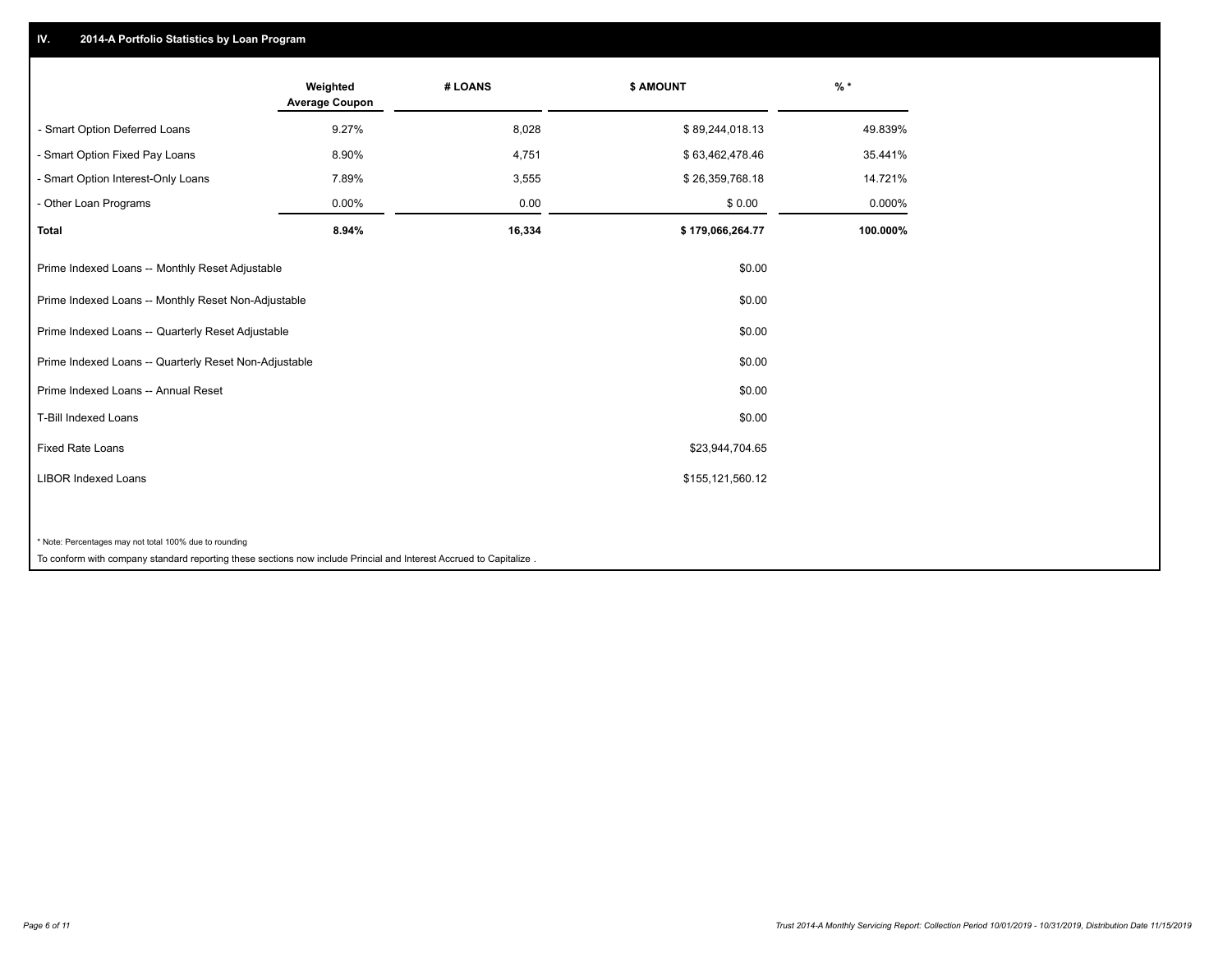## IV. 2014-A Portfolio Statistics by Loan Program

| | Weighted Average Coupon | # LOANS | $ AMOUNT | % * |
|---|---|---|---|---|
| - Smart Option Deferred Loans | 9.27% | 8,028 | $ 89,244,018.13 | 49.839% |
| - Smart Option Fixed Pay Loans | 8.90% | 4,751 | $ 63,462,478.46 | 35.441% |
| - Smart Option Interest-Only Loans | 7.89% | 3,555 | $ 26,359,768.18 | 14.721% |
| - Other Loan Programs | 0.00% | 0.00 | $ 0.00 | 0.000% |
| **Total** | **8.94%** | **16,334** | **$ 179,066,264.77** | **100.000%** |

| | |
|---|---|
| Prime Indexed Loans -- Monthly Reset Adjustable | $0.00 |
| Prime Indexed Loans -- Monthly Reset Non-Adjustable | $0.00 |
| Prime Indexed Loans -- Quarterly Reset Adjustable | $0.00 |
| Prime Indexed Loans -- Quarterly Reset Non-Adjustable | $0.00 |
| Prime Indexed Loans -- Annual Reset | $0.00 |
| T-Bill Indexed Loans | $0.00 |
| Fixed Rate Loans | $23,944,704.65 |
| LIBOR Indexed Loans | $155,121,560.12 |

* Note: Percentages may not total 100% due to rounding

To conform with company standard reporting these sections now include Princial and Interest Accrued to Capitalize .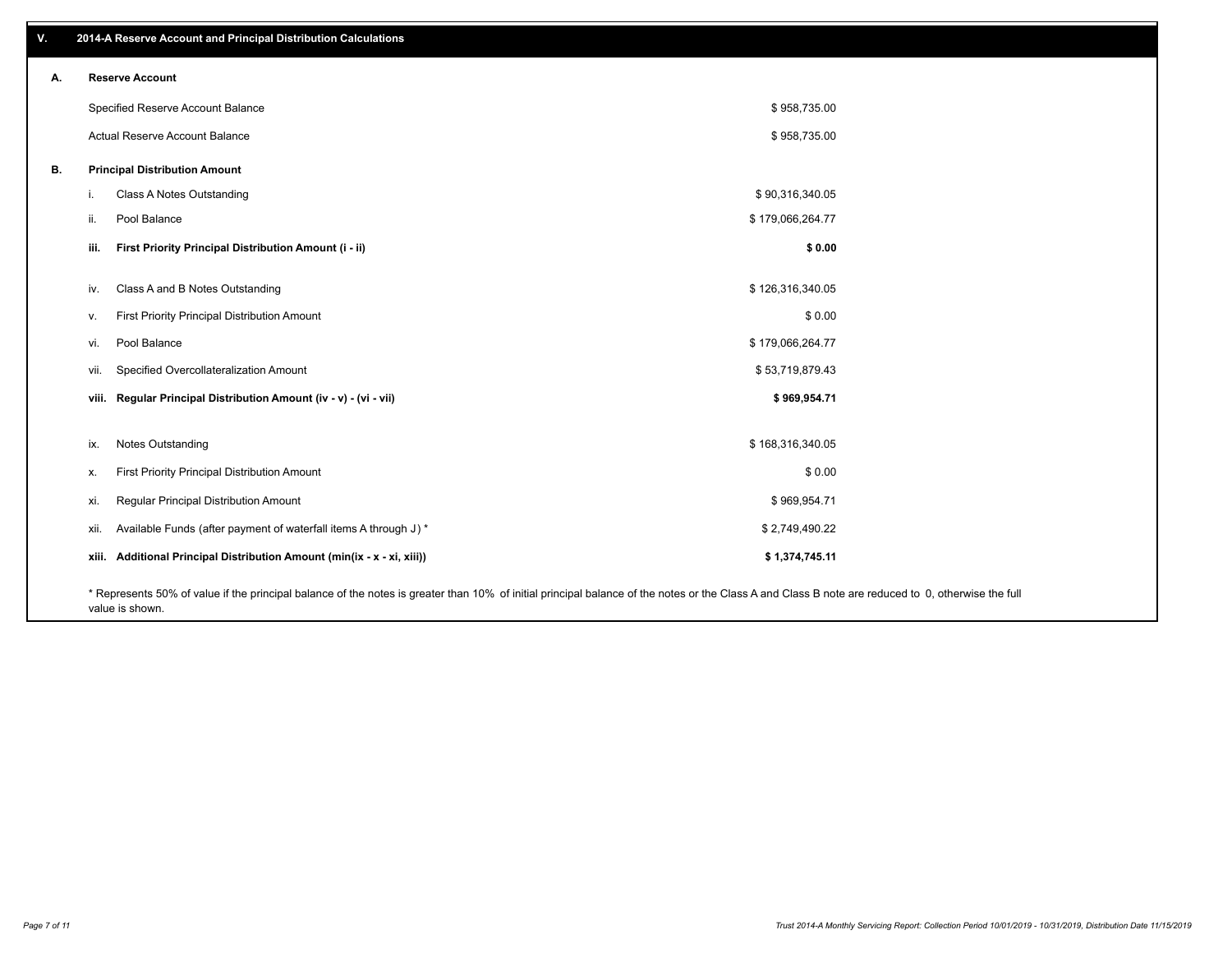## V. 2014-A Reserve Account and Principal Distribution Calculations

### A. Reserve Account

| | |
|---|---|
| Specified Reserve Account Balance | $ 958,735.00 |
| Actual Reserve Account Balance | $ 958,735.00 |

### B. Principal Distribution Amount

| | | |
|---|---|---|
| i. | Class A Notes Outstanding | $ 90,316,340.05 |
| ii. | Pool Balance | $ 179,066,264.77 |
| **iii.** | **First Priority Principal Distribution Amount (i - ii)** | **$ 0.00** |
| iv. | Class A and B Notes Outstanding | $ 126,316,340.05 |
| v. | First Priority Principal Distribution Amount | $ 0.00 |
| vi. | Pool Balance | $ 179,066,264.77 |
| vii. | Specified Overcollateralization Amount | $ 53,719,879.43 |
| **viii.** | **Regular Principal Distribution Amount (iv - v) - (vi - vii)** | **$ 969,954.71** |
| ix. | Notes Outstanding | $ 168,316,340.05 |
| x. | First Priority Principal Distribution Amount | $ 0.00 |
| xi. | Regular Principal Distribution Amount | $ 969,954.71 |
| xii. | Available Funds (after payment of waterfall items A through J) * | $ 2,749,490.22 |
| **xiii.** | **Additional Principal Distribution Amount (min(ix - x - xi, xiii))** | **$ 1,374,745.11** |

* Represents 50% of value if the principal balance of the notes is greater than 10% of initial principal balance of the notes or the Class A and Class B note are reduced to 0, otherwise the full value is shown.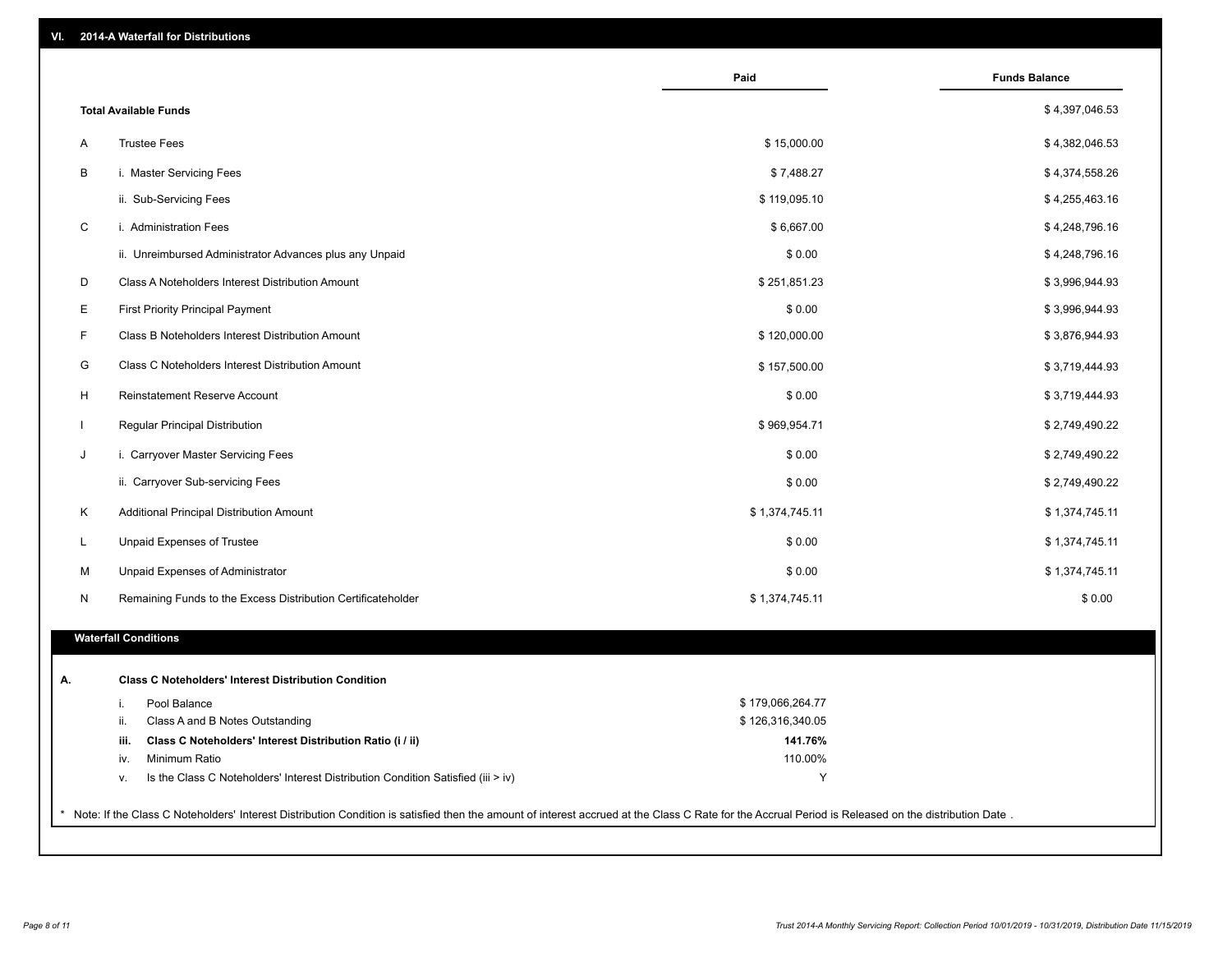## VI. 2014-A Waterfall for Distributions

| | | Paid | Funds Balance |
|---|---|---|---|
| | **Total Available Funds** | | $ 4,397,046.53 |
| A | Trustee Fees | $ 15,000.00 | $ 4,382,046.53 |
| B | i. Master Servicing Fees | $ 7,488.27 | $ 4,374,558.26 |
| | ii. Sub-Servicing Fees | $ 119,095.10 | $ 4,255,463.16 |
| C | i. Administration Fees | $ 6,667.00 | $ 4,248,796.16 |
| | ii. Unreimbursed Administrator Advances plus any Unpaid | $ 0.00 | $ 4,248,796.16 |
| D | Class A Noteholders Interest Distribution Amount | $ 251,851.23 | $ 3,996,944.93 |
| E | First Priority Principal Payment | $ 0.00 | $ 3,996,944.93 |
| F | Class B Noteholders Interest Distribution Amount | $ 120,000.00 | $ 3,876,944.93 |
| G | Class C Noteholders Interest Distribution Amount | $ 157,500.00 | $ 3,719,444.93 |
| H | Reinstatement Reserve Account | $ 0.00 | $ 3,719,444.93 |
| I | Regular Principal Distribution | $ 969,954.71 | $ 2,749,490.22 |
| J | i. Carryover Master Servicing Fees | $ 0.00 | $ 2,749,490.22 |
| | ii. Carryover Sub-servicing Fees | $ 0.00 | $ 2,749,490.22 |
| K | Additional Principal Distribution Amount | $ 1,374,745.11 | $ 1,374,745.11 |
| L | Unpaid Expenses of Trustee | $ 0.00 | $ 1,374,745.11 |
| M | Unpaid Expenses of Administrator | $ 0.00 | $ 1,374,745.11 |
| N | Remaining Funds to the Excess Distribution Certificateholder | $ 1,374,745.11 | $ 0.00 |

### Waterfall Conditions

| | | | |
|---|---|---|---|
| **A.** | | **Class C Noteholders' Interest Distribution Condition** | |
| | i. | Pool Balance | $ 179,066,264.77 |
| | ii. | Class A and B Notes Outstanding | $ 126,316,340.05 |
| | **iii.** | **Class C Noteholders' Interest Distribution Ratio (i / ii)** | **141.76%** |
| | iv. | Minimum Ratio | 110.00% |
| | v. | Is the Class C Noteholders' Interest Distribution Condition Satisfied (iii > iv) | Y |

\* Note: If the Class C Noteholders' Interest Distribution Condition is satisfied then the amount of interest accrued at the Class C Rate for the Accrual Period is Released on the distribution Date .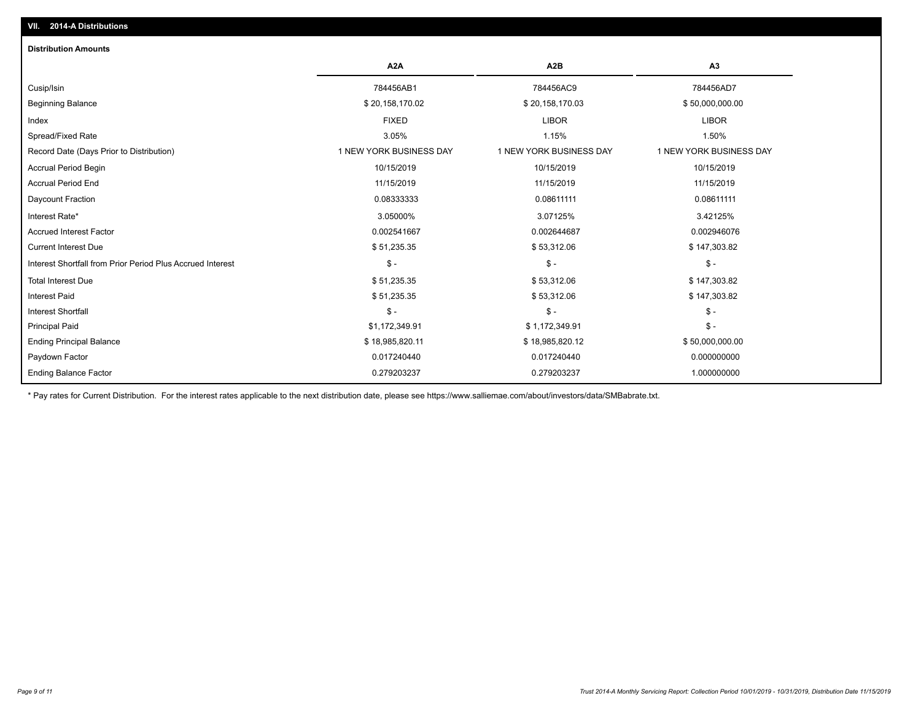## VII. 2014-A Distributions

### Distribution Amounts

| | A2A | A2B | A3 |
|---|---|---|---|
| Cusip/Isin | 784456AB1 | 784456AC9 | 784456AD7 |
| Beginning Balance | $ 20,158,170.02 | $ 20,158,170.03 | $ 50,000,000.00 |
| Index | FIXED | LIBOR | LIBOR |
| Spread/Fixed Rate | 3.05% | 1.15% | 1.50% |
| Record Date (Days Prior to Distribution) | 1 NEW YORK BUSINESS DAY | 1 NEW YORK BUSINESS DAY | 1 NEW YORK BUSINESS DAY |
| Accrual Period Begin | 10/15/2019 | 10/15/2019 | 10/15/2019 |
| Accrual Period End | 11/15/2019 | 11/15/2019 | 11/15/2019 |
| Daycount Fraction | 0.08333333 | 0.08611111 | 0.08611111 |
| Interest Rate* | 3.05000% | 3.07125% | 3.42125% |
| Accrued Interest Factor | 0.002541667 | 0.002644687 | 0.002946076 |
| Current Interest Due | $ 51,235.35 | $ 53,312.06 | $ 147,303.82 |
| Interest Shortfall from Prior Period Plus Accrued Interest | $ - | $ - | $ - |
| Total Interest Due | $ 51,235.35 | $ 53,312.06 | $ 147,303.82 |
| Interest Paid | $ 51,235.35 | $ 53,312.06 | $ 147,303.82 |
| Interest Shortfall | $ - | $ - | $ - |
| Principal Paid | $1,172,349.91 | $ 1,172,349.91 | $ - |
| Ending Principal Balance | $ 18,985,820.11 | $ 18,985,820.12 | $ 50,000,000.00 |
| Paydown Factor | 0.017240440 | 0.017240440 | 0.000000000 |
| Ending Balance Factor | 0.279203237 | 0.279203237 | 1.000000000 |

\* Pay rates for Current Distribution. For the interest rates applicable to the next distribution date, please see https://www.salliemae.com/about/investors/data/SMBabrate.txt.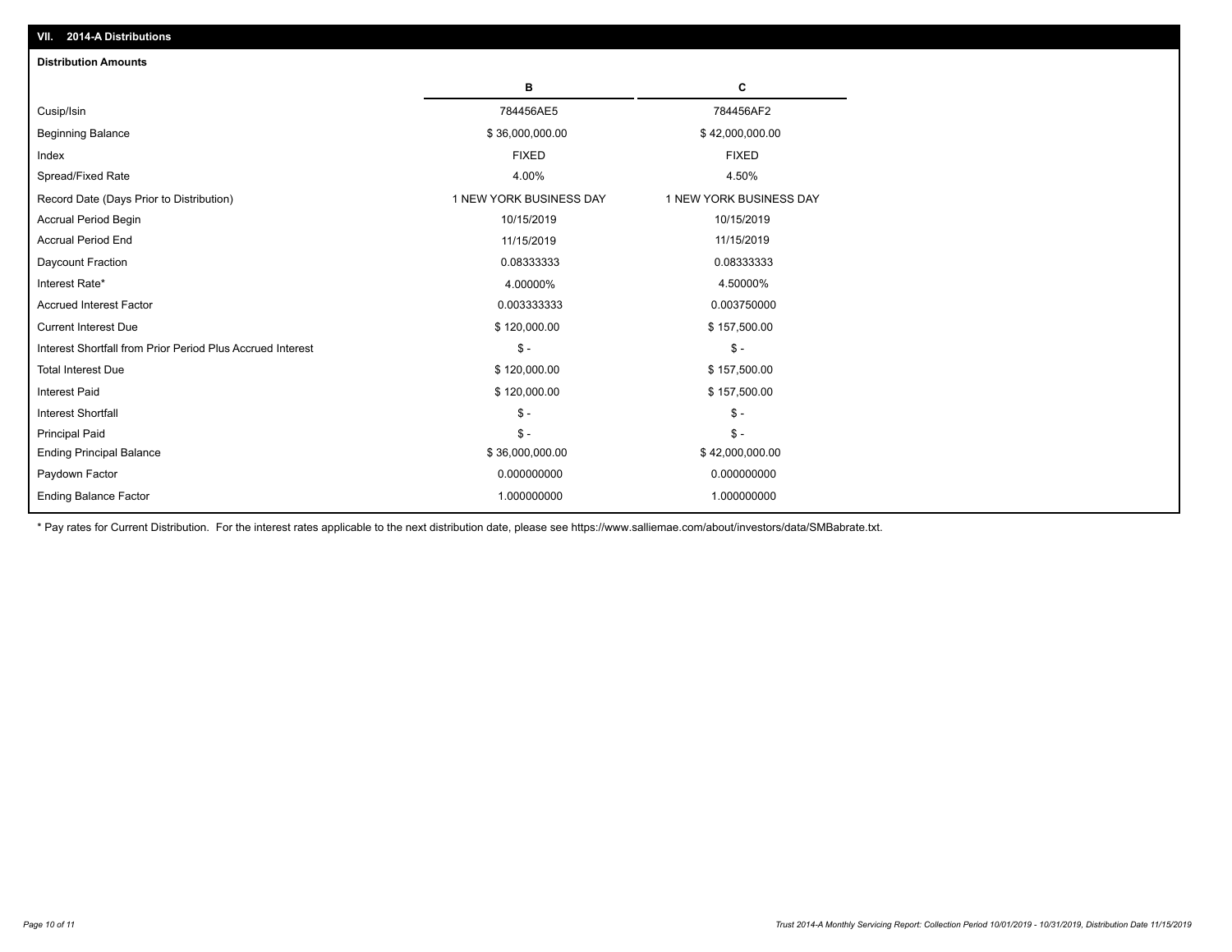## VII. 2014-A Distributions

### Distribution Amounts

| | B | C |
|---|---|---|
| Cusip/Isin | 784456AE5 | 784456AF2 |
| Beginning Balance | $ 36,000,000.00 | $ 42,000,000.00 |
| Index | FIXED | FIXED |
| Spread/Fixed Rate | 4.00% | 4.50% |
| Record Date (Days Prior to Distribution) | 1 NEW YORK BUSINESS DAY | 1 NEW YORK BUSINESS DAY |
| Accrual Period Begin | 10/15/2019 | 10/15/2019 |
| Accrual Period End | 11/15/2019 | 11/15/2019 |
| Daycount Fraction | 0.08333333 | 0.08333333 |
| Interest Rate* | 4.00000% | 4.50000% |
| Accrued Interest Factor | 0.003333333 | 0.003750000 |
| Current Interest Due | $ 120,000.00 | $ 157,500.00 |
| Interest Shortfall from Prior Period Plus Accrued Interest | $ - | $ - |
| Total Interest Due | $ 120,000.00 | $ 157,500.00 |
| Interest Paid | $ 120,000.00 | $ 157,500.00 |
| Interest Shortfall | $ - | $ - |
| Principal Paid | $ - | $ - |
| Ending Principal Balance | $ 36,000,000.00 | $ 42,000,000.00 |
| Paydown Factor | 0.000000000 | 0.000000000 |
| Ending Balance Factor | 1.000000000 | 1.000000000 |

* Pay rates for Current Distribution. For the interest rates applicable to the next distribution date, please see https://www.salliemae.com/about/investors/data/SMBabrate.txt.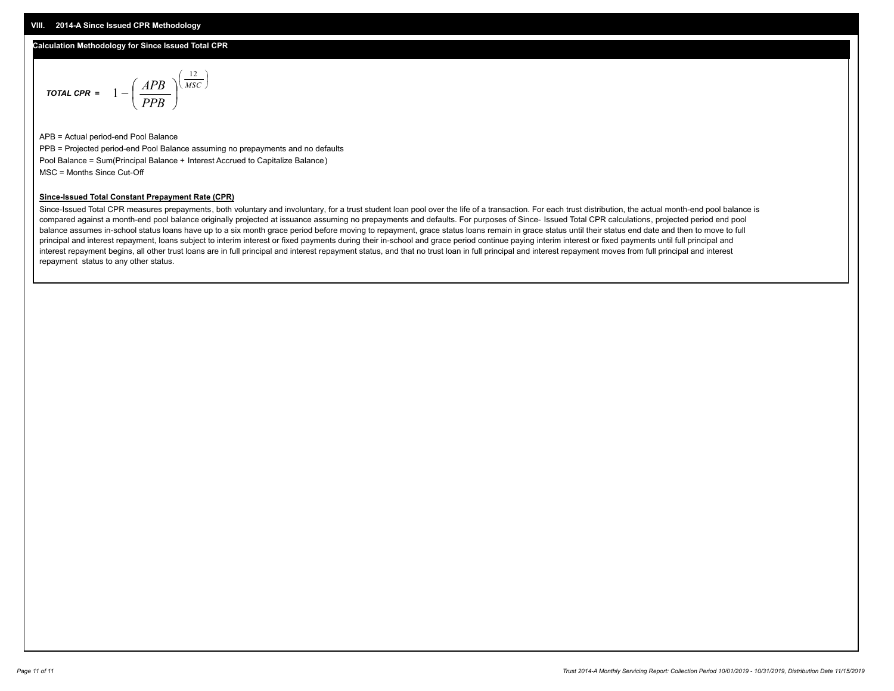## VIII. 2014-A Since Issued CPR Methodology

### Calculation Methodology for Since Issued Total CPR

$$\textbf{\textit{TOTAL CPR}} = \quad 1 - \left( \frac{APB}{PPB} \right)^{\left( \frac{12}{MSC} \right)}$$

APB = Actual period-end Pool Balance

PPB = Projected period-end Pool Balance assuming no prepayments and no defaults

Pool Balance = Sum(Principal Balance + Interest Accrued to Capitalize Balance)

MSC = Months Since Cut-Off

**Since-Issued Total Constant Prepayment Rate (CPR)**

Since-Issued Total CPR measures prepayments, both voluntary and involuntary, for a trust student loan pool over the life of a transaction. For each trust distribution, the actual month-end pool balance is compared against a month-end pool balance originally projected at issuance assuming no prepayments and defaults. For purposes of Since- Issued Total CPR calculations, projected period end pool balance assumes in-school status loans have up to a six month grace period before moving to repayment, grace status loans remain in grace status until their status end date and then to move to full principal and interest repayment, loans subject to interim interest or fixed payments during their in-school and grace period continue paying interim interest or fixed payments until full principal and interest repayment begins, all other trust loans are in full principal and interest repayment status, and that no trust loan in full principal and interest repayment moves from full principal and interest repayment status to any other status.